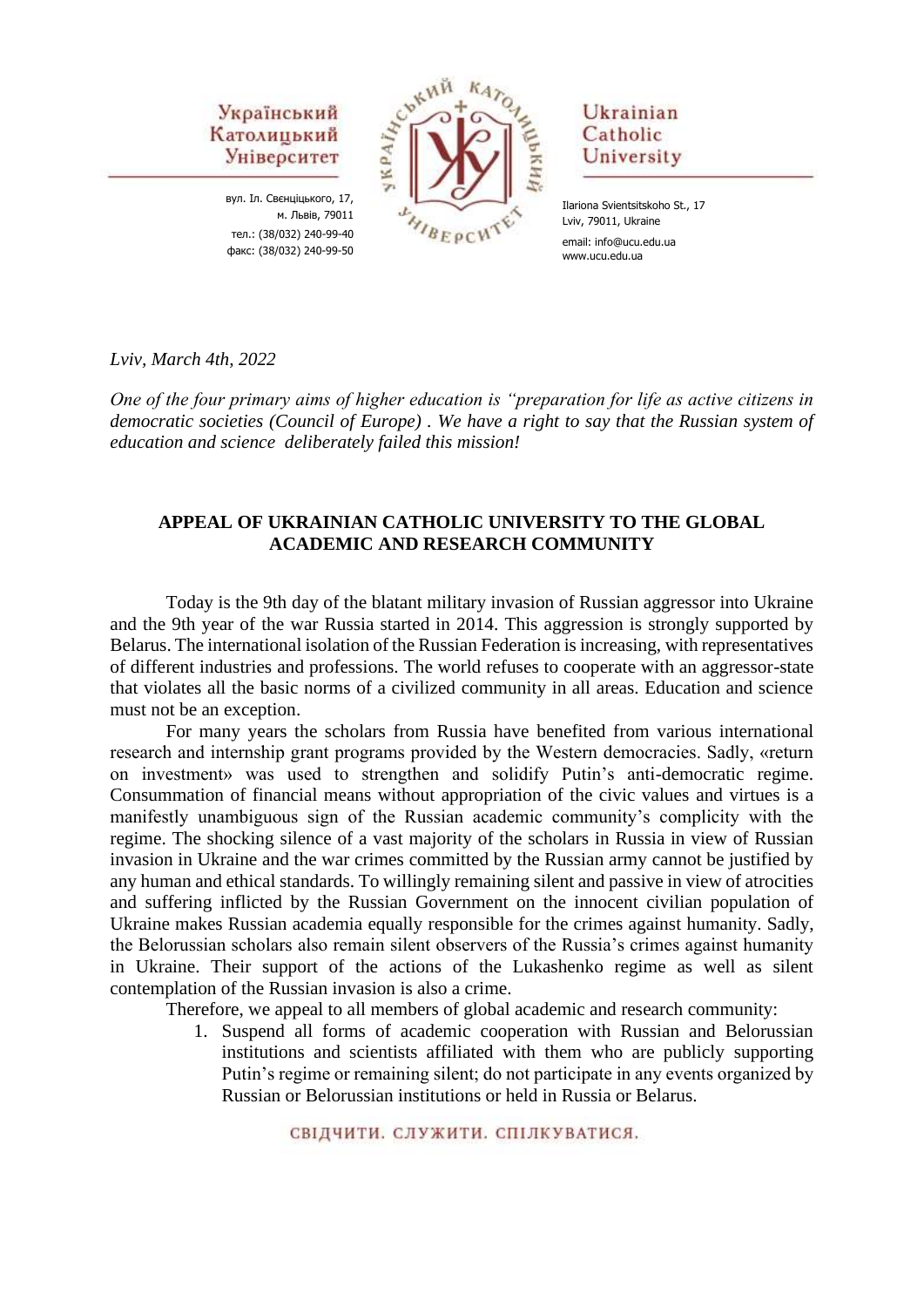Український Католицький Університет

вул. Іл. Свєнціцького, 17,
м. Львів, 79011
тел.: (38/032) 240-99-40
факс: (38/032) 240-99-50

Ukrainian Catholic University

Illariona Svientsitskoho St., 17
Lviv, 79011, Ukraine
email: info@ucu.edu.ua
www.ucu.edu.ua

*Lviv, March 4th, 2022*

*One of the four primary aims of higher education is "preparation for life as active citizens in democratic societies (Council of Europe) . We have a right to say that the Russian system of education and science deliberately failed this mission!*

## APPEAL OF UKRAINIAN CATHOLIC UNIVERSITY TO THE GLOBAL ACADEMIC AND RESEARCH COMMUNITY

Today is the 9th day of the blatant military invasion of Russian aggressor into Ukraine and the 9th year of the war Russia started in 2014. This aggression is strongly supported by Belarus. The international isolation of the Russian Federation is increasing, with representatives of different industries and professions. The world refuses to cooperate with an aggressor-state that violates all the basic norms of a civilized community in all areas. Education and science must not be an exception.

For many years the scholars from Russia have benefited from various international research and internship grant programs provided by the Western democracies. Sadly, «return on investment» was used to strengthen and solidify Putin's anti-democratic regime. Consummation of financial means without appropriation of the civic values and virtues is a manifestly unambiguous sign of the Russian academic community's complicity with the regime. The shocking silence of a vast majority of the scholars in Russia in view of Russian invasion in Ukraine and the war crimes committed by the Russian army cannot be justified by any human and ethical standards. To willingly remaining silent and passive in view of atrocities and suffering inflicted by the Russian Government on the innocent civilian population of Ukraine makes Russian academia equally responsible for the crimes against humanity. Sadly, the Belorussian scholars also remain silent observers of the Russia's crimes against humanity in Ukraine. Their support of the actions of the Lukashenko regime as well as silent contemplation of the Russian invasion is also a crime.

Therefore, we appeal to all members of global academic and research community:

1. Suspend all forms of academic cooperation with Russian and Belorussian institutions and scientists affiliated with them who are publicly supporting Putin's regime or remaining silent; do not participate in any events organized by Russian or Belorussian institutions or held in Russia or Belarus.

СВІДЧИТИ. СЛУЖИТИ. СПІЛКУВАТИСЯ.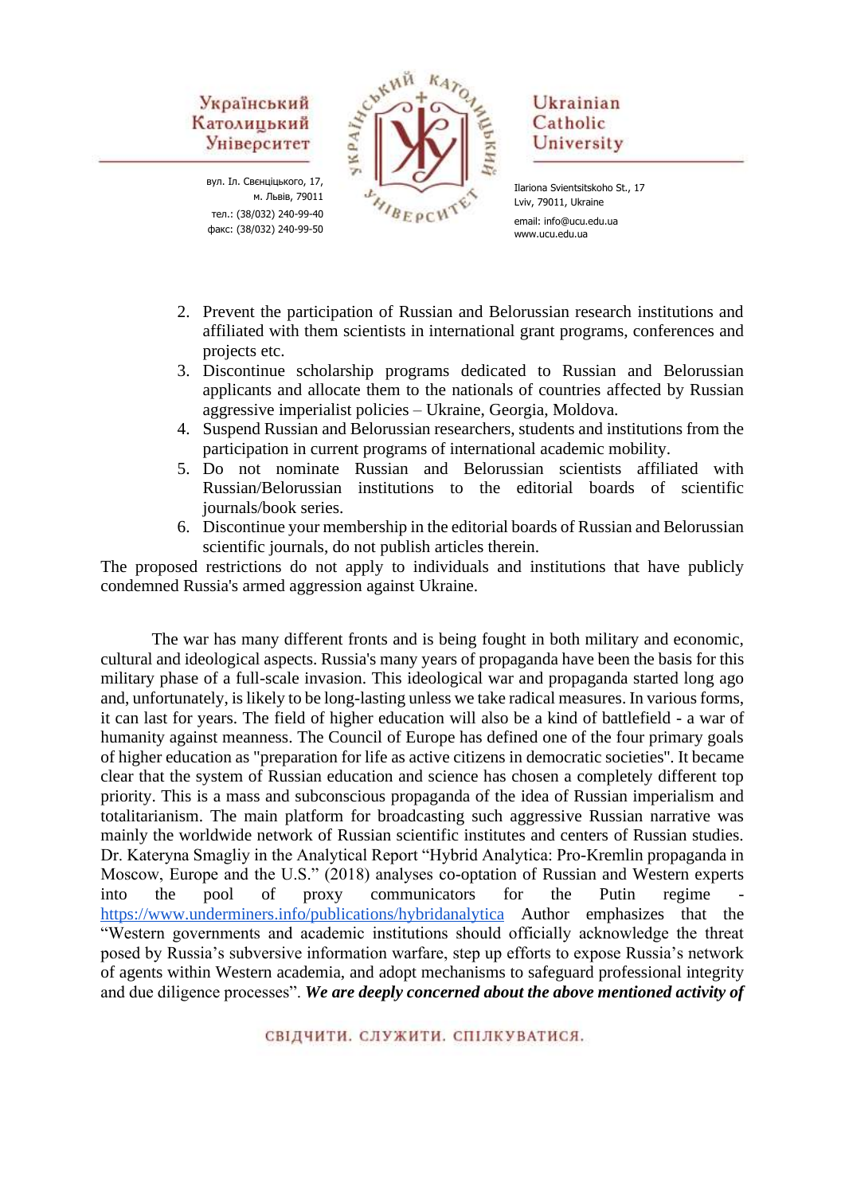2. Prevent the participation of Russian and Belorussian research institutions and affiliated with them scientists in international grant programs, conferences and projects etc.
3. Discontinue scholarship programs dedicated to Russian and Belorussian applicants and allocate them to the nationals of countries affected by Russian aggressive imperialist policies – Ukraine, Georgia, Moldova.
4. Suspend Russian and Belorussian researchers, students and institutions from the participation in current programs of international academic mobility.
5. Do not nominate Russian and Belorussian scientists affiliated with Russian/Belorussian institutions to the editorial boards of scientific journals/book series.
6. Discontinue your membership in the editorial boards of Russian and Belorussian scientific journals, do not publish articles therein.

The proposed restrictions do not apply to individuals and institutions that have publicly condemned Russia's armed aggression against Ukraine.

The war has many different fronts and is being fought in both military and economic, cultural and ideological aspects. Russia's many years of propaganda have been the basis for this military phase of a full-scale invasion. This ideological war and propaganda started long ago and, unfortunately, is likely to be long-lasting unless we take radical measures. In various forms, it can last for years. The field of higher education will also be a kind of battlefield - a war of humanity against meanness. The Council of Europe has defined one of the four primary goals of higher education as "preparation for life as active citizens in democratic societies". It became clear that the system of Russian education and science has chosen a completely different top priority. This is a mass and subconscious propaganda of the idea of Russian imperialism and totalitarianism. The main platform for broadcasting such aggressive Russian narrative was mainly the worldwide network of Russian scientific institutes and centers of Russian studies. Dr. Kateryna Smagliy in the Analytical Report "Hybrid Analytica: Pro-Kremlin propaganda in Moscow, Europe and the U.S." (2018) analyses co-optation of Russian and Western experts into the pool of proxy communicators for the Putin regime - https://www.underminers.info/publications/hybridanalytica Author emphasizes that the "Western governments and academic institutions should officially acknowledge the threat posed by Russia's subversive information warfare, step up efforts to expose Russia's network of agents within Western academia, and adopt mechanisms to safeguard professional integrity and due diligence processes". ***We are deeply concerned about the above mentioned activity of***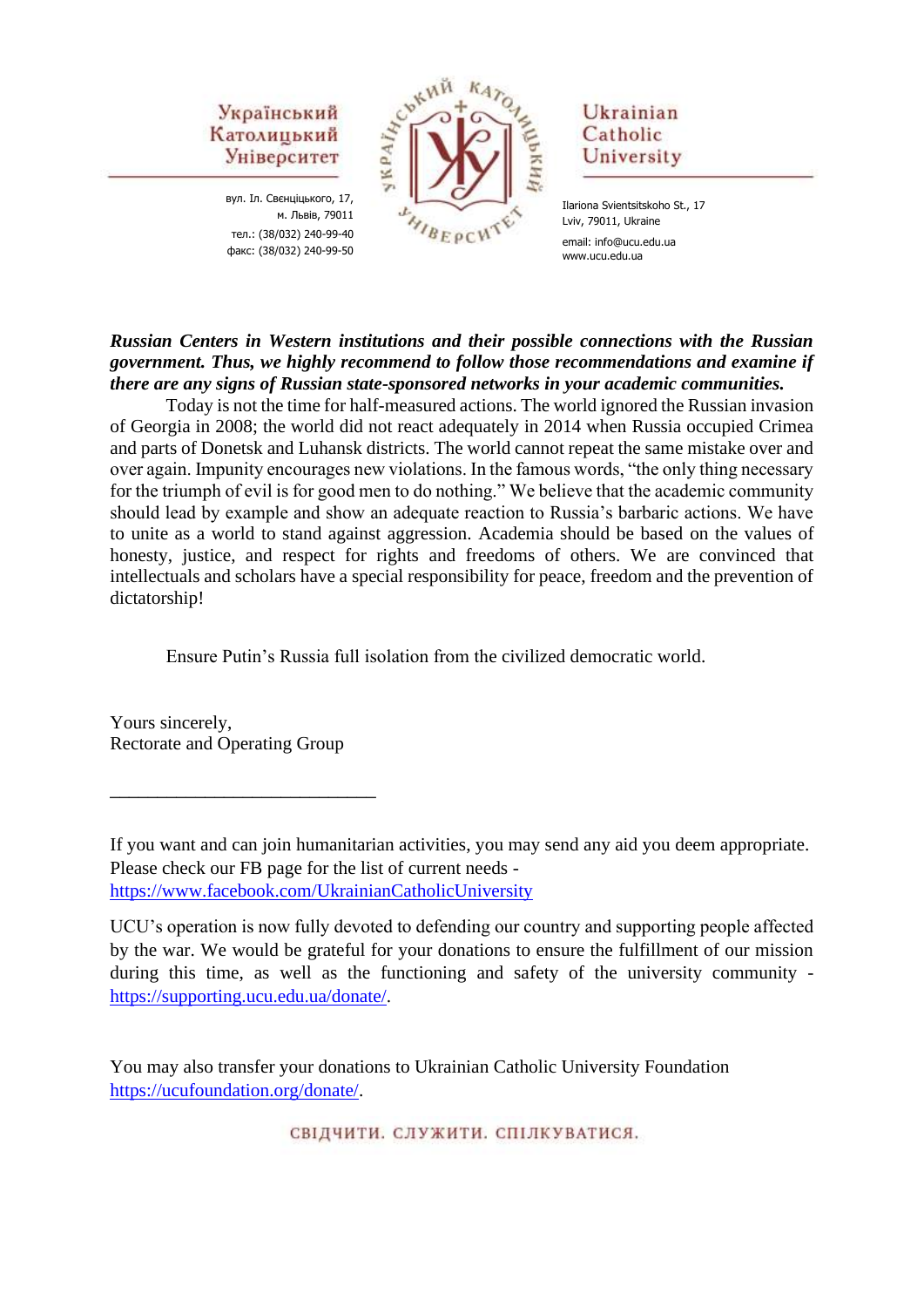Українській Католицький Університет

вул. Іл. Свєнціцького, 17,
м. Львів, 79011
тел.: (38/032) 240-99-40
факс: (38/032) 240-99-50

Ukrainian Catholic University

Ilariona Svientsitskoho St., 17
Lviv, 79011, Ukraine
email: info@ucu.edu.ua
www.ucu.edu.ua

***Russian Centers in Western institutions and their possible connections with the Russian government. Thus, we highly recommend to follow those recommendations and examine if there are any signs of Russian state-sponsored networks in your academic communities.***

Today is not the time for half-measured actions. The world ignored the Russian invasion of Georgia in 2008; the world did not react adequately in 2014 when Russia occupied Crimea and parts of Donetsk and Luhansk districts. The world cannot repeat the same mistake over and over again. Impunity encourages new violations. In the famous words, "the only thing necessary for the triumph of evil is for good men to do nothing." We believe that the academic community should lead by example and show an adequate reaction to Russia's barbaric actions. We have to unite as a world to stand against aggression. Academia should be based on the values of honesty, justice, and respect for rights and freedoms of others. We are convinced that intellectuals and scholars have a special responsibility for peace, freedom and the prevention of dictatorship!

Ensure Putin's Russia full isolation from the civilized democratic world.

Yours sincerely,
Rectorate and Operating Group

___________________________

If you want and can join humanitarian activities, you may send any aid you deem appropriate. Please check our FB page for the list of current needs - https://www.facebook.com/UkrainianCatholicUniversity

UCU's operation is now fully devoted to defending our country and supporting people affected by the war. We would be grateful for your donations to ensure the fulfillment of our mission during this time, as well as the functioning and safety of the university community - https://supporting.ucu.edu.ua/donate/.

You may also transfer your donations to Ukrainian Catholic University Foundation https://ucufoundation.org/donate/.

СВІДЧИТИ. СЛУЖИТИ. СПІЛКУВАТИСЯ.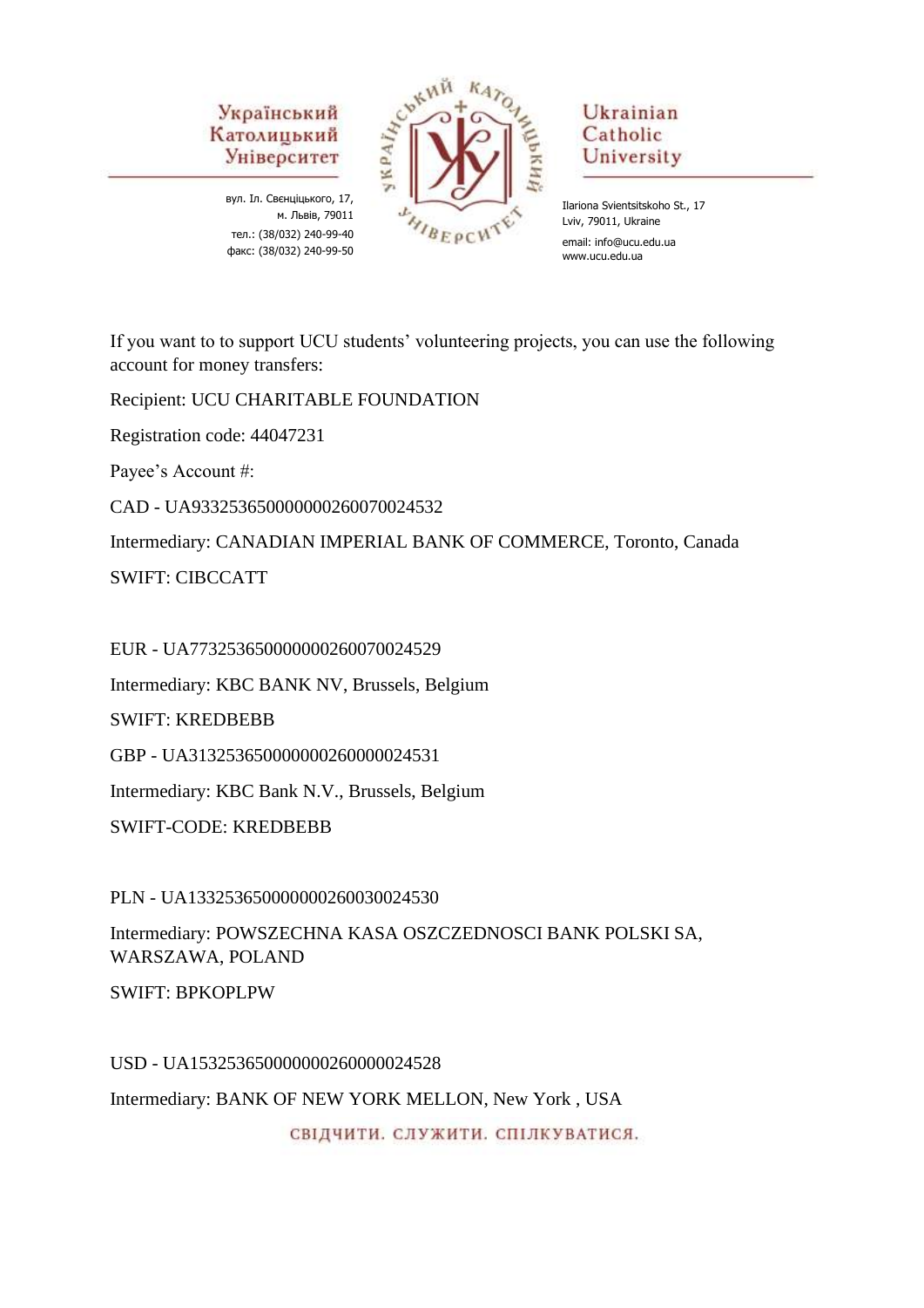Український Католицький Університет

вул. Іл. Свєнціцького, 17,
м. Львів, 79011
тел.: (38/032) 240-99-40
факс: (38/032) 240-99-50

Ukrainian Catholic University

Ilariona Svientsitskoho St., 17
Lviv, 79011, Ukraine
email: info@ucu.edu.ua
www.ucu.edu.ua

If you want to to support UCU students' volunteering projects, you can use the following account for money transfers:

Recipient: UCU CHARITABLE FOUNDATION

Registration code: 44047231

Payee's Account #:

CAD - UA933253650000000260070024532

Intermediary: CANADIAN IMPERIAL BANK OF COMMERCE, Toronto, Canada

SWIFT: CIBCCATT

EUR - UA773253650000000260070024529

Intermediary: KBC BANK NV, Brussels, Belgium

SWIFT: KREDBEBB

GBP - UA313253650000000260000024531

Intermediary: KBC Bank N.V., Brussels, Belgium

SWIFT-CODE: KREDBEBB

PLN - UA133253650000000260030024530

Intermediary: POWSZECHNA KASA OSZCZEDNOSCI BANK POLSKI SA, WARSZAWA, POLAND

SWIFT: BPKOPLPW

USD - UA153253650000000260000024528

Intermediary: BANK OF NEW YORK MELLON, New York , USA

СВІДЧИТИ. СЛУЖИТИ. СПІЛКУВАТИСЯ.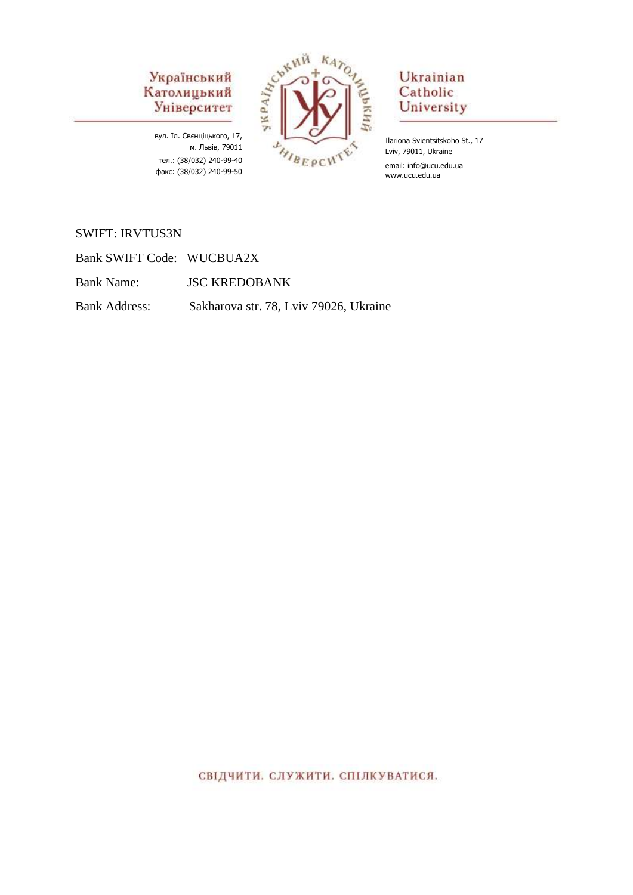Український Католицький Університет

вул. Іл. Свєнціцького, 17,
м. Львів, 79011
тел.: (38/032) 240-99-40
факс: (38/032) 240-99-50

Ukrainian Catholic University

Ilariona Svientsitskoho St., 17
Lviv, 79011, Ukraine
email: info@ucu.edu.ua
www.ucu.edu.ua

SWIFT: IRVTUS3N

Bank SWIFT Code: WUCBUA2X

Bank Name: JSC KREDOBANK

Bank Address: Sakharova str. 78, Lviv 79026, Ukraine

СВІДЧИТИ. СЛУЖИТИ. СПІЛКУВАТИСЯ.